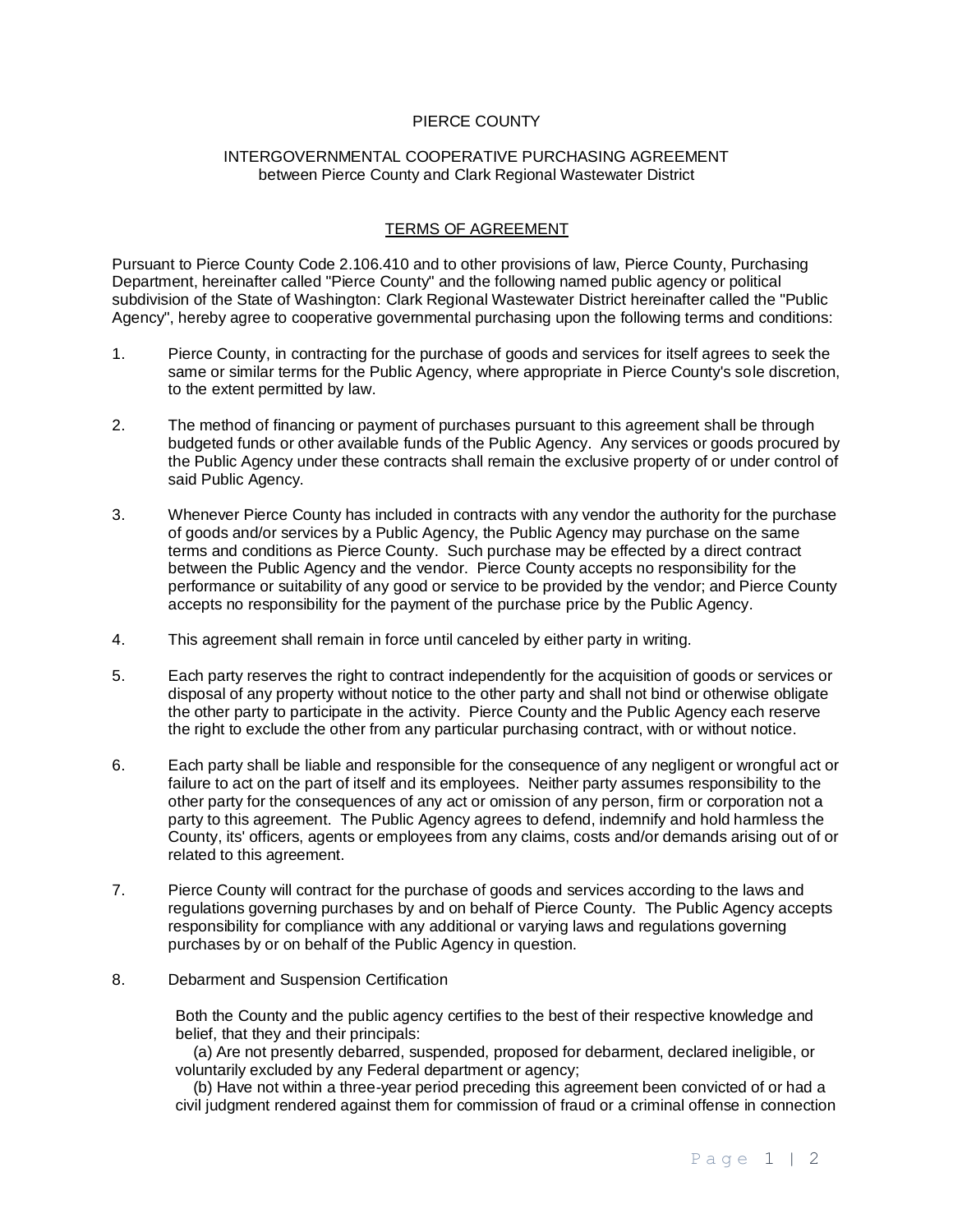# PIERCE COUNTY

## INTERGOVERNMENTAL COOPERATIVE PURCHASING AGREEMENT
between Pierce County and Clark Regional Wastewater District

### TERMS OF AGREEMENT

Pursuant to Pierce County Code 2.106.410 and to other provisions of law, Pierce County, Purchasing Department, hereinafter called "Pierce County" and the following named public agency or political subdivision of the State of Washington: Clark Regional Wastewater District hereinafter called the "Public Agency", hereby agree to cooperative governmental purchasing upon the following terms and conditions:

1. Pierce County, in contracting for the purchase of goods and services for itself agrees to seek the same or similar terms for the Public Agency, where appropriate in Pierce County's sole discretion, to the extent permitted by law.

2. The method of financing or payment of purchases pursuant to this agreement shall be through budgeted funds or other available funds of the Public Agency. Any services or goods procured by the Public Agency under these contracts shall remain the exclusive property of or under control of said Public Agency.

3. Whenever Pierce County has included in contracts with any vendor the authority for the purchase of goods and/or services by a Public Agency, the Public Agency may purchase on the same terms and conditions as Pierce County. Such purchase may be effected by a direct contract between the Public Agency and the vendor. Pierce County accepts no responsibility for the performance or suitability of any good or service to be provided by the vendor; and Pierce County accepts no responsibility for the payment of the purchase price by the Public Agency.

4. This agreement shall remain in force until canceled by either party in writing.

5. Each party reserves the right to contract independently for the acquisition of goods or services or disposal of any property without notice to the other party and shall not bind or otherwise obligate the other party to participate in the activity. Pierce County and the Public Agency each reserve the right to exclude the other from any particular purchasing contract, with or without notice.

6. Each party shall be liable and responsible for the consequence of any negligent or wrongful act or failure to act on the part of itself and its employees. Neither party assumes responsibility to the other party for the consequences of any act or omission of any person, firm or corporation not a party to this agreement. The Public Agency agrees to defend, indemnify and hold harmless the County, its' officers, agents or employees from any claims, costs and/or demands arising out of or related to this agreement.

7. Pierce County will contract for the purchase of goods and services according to the laws and regulations governing purchases by and on behalf of Pierce County. The Public Agency accepts responsibility for compliance with any additional or varying laws and regulations governing purchases by or on behalf of the Public Agency in question.

8. Debarment and Suspension Certification

   Both the County and the public agency certifies to the best of their respective knowledge and belief, that they and their principals:

   (a) Are not presently debarred, suspended, proposed for debarment, declared ineligible, or voluntarily excluded by any Federal department or agency;

   (b) Have not within a three-year period preceding this agreement been convicted of or had a civil judgment rendered against them for commission of fraud or a criminal offense in connection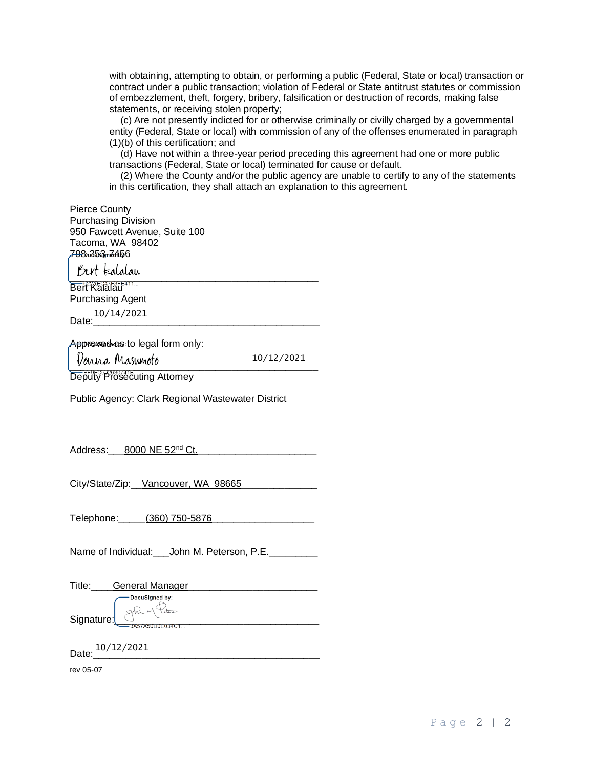with obtaining, attempting to obtain, or performing a public (Federal, State or local) transaction or contract under a public transaction; violation of Federal or State antitrust statutes or commission of embezzlement, theft, forgery, bribery, falsification or destruction of records, making false statements, or receiving stolen property;

(c) Are not presently indicted for or otherwise criminally or civilly charged by a governmental entity (Federal, State or local) with commission of any of the offenses enumerated in paragraph (1)(b) of this certification; and

(d) Have not within a three-year period preceding this agreement had one or more public transactions (Federal, State or local) terminated for cause or default.

(2) Where the County and/or the public agency are unable to certify to any of the statements in this certification, they shall attach an explanation to this agreement.

Pierce County
Purchasing Division
950 Fawcett Avenue, Suite 100
Tacoma, WA 98402
798-253-7456

DocuSigned by:
Bert Kalalau
622AEC27F3FF411...
Bert Kalalau
Purchasing Agent

Date: 10/14/2021

Approved as to legal form only:

DocuSigned by:
Donna Masumoto 10/12/2021
Deputy Prosecuting Attorney

Public Agency: Clark Regional Wastewater District

Address: 8000 NE 52nd Ct.

City/State/Zip: Vancouver, WA 98665

Telephone: (360) 750-5876

Name of Individual: John M. Peterson, P.E.

Title: General Manager

Signature: DocuSigned by: John M Peterson 3A57A50D0E034C1...

Date: 10/12/2021

rev 05-07